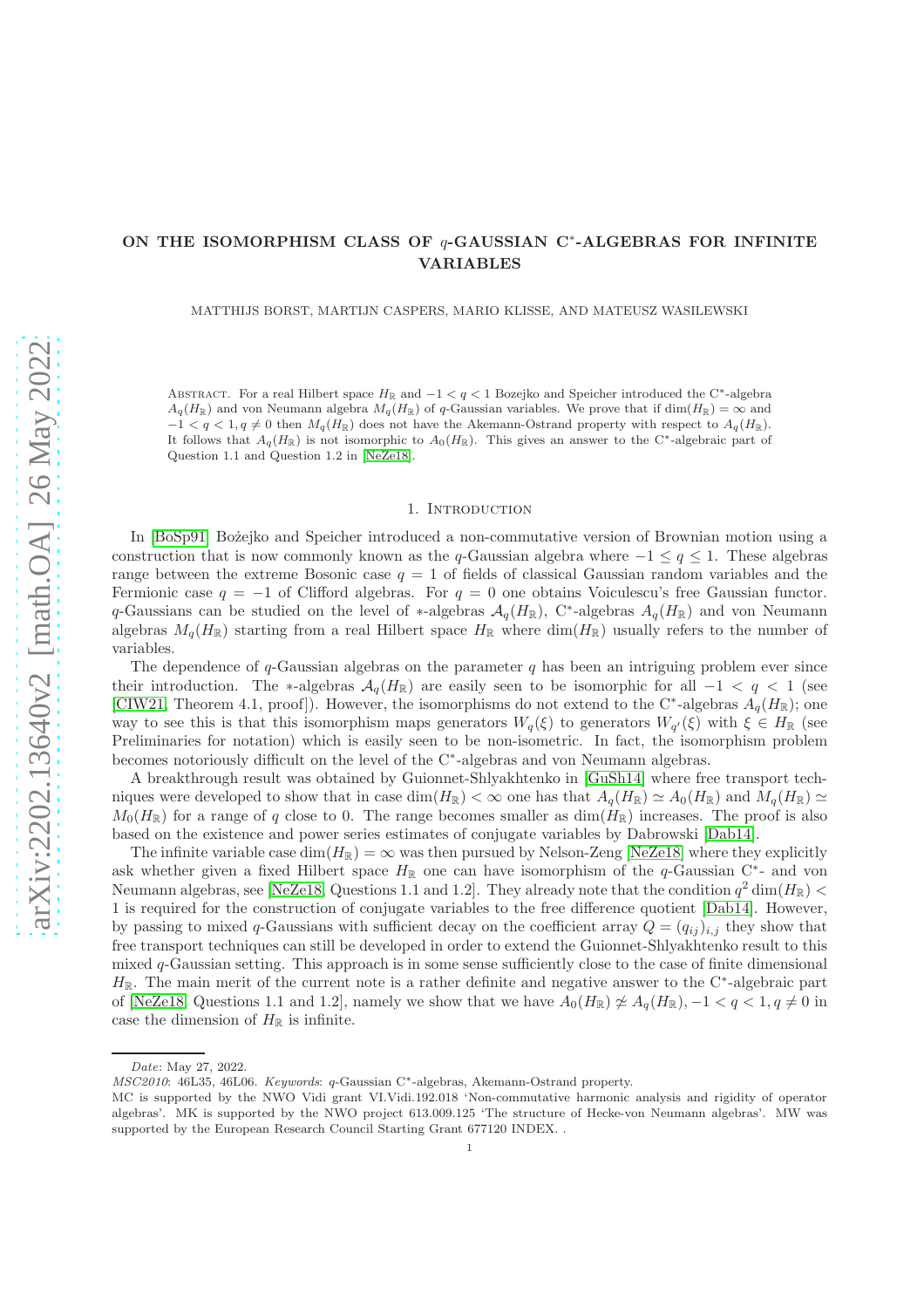# ON THE ISOMORPHISM CLASS OF $q$-GAUSSIAN C$^*$-ALGEBRAS FOR INFINITE VARIABLES

MATTHIJS BORST, MARTIJN CASPERS, MARIO KLISSE, AND MATEUSZ WASILEWSKI

Abstract. For a real Hilbert space $H_{\mathbb{R}}$ and $-1 < q < 1$ Bozejko and Speicher introduced the C$^*$-algebra $A_q(H_{\mathbb{R}})$ and von Neumann algebra $M_q(H_{\mathbb{R}})$ of $q$-Gaussian variables. We prove that if $\dim(H_{\mathbb{R}}) = \infty$ and $-1 < q < 1, q \neq 0$ then $M_q(H_{\mathbb{R}})$ does not have the Akemann-Ostrand property with respect to $A_q(H_{\mathbb{R}})$. It follows that $A_q(H_{\mathbb{R}})$ is not isomorphic to $A_0(H_{\mathbb{R}})$. This gives an answer to the C$^*$-algebraic part of Question 1.1 and Question 1.2 in [NeZe18].

## 1. Introduction

In [BoSp91] Bożejko and Speicher introduced a non-commutative version of Brownian motion using a construction that is now commonly known as the $q$-Gaussian algebra where $-1 \leq q \leq 1$. These algebras range between the extreme Bosonic case $q = 1$ of fields of classical Gaussian random variables and the Fermionic case $q = -1$ of Clifford algebras. For $q = 0$ one obtains Voiculescu's free Gaussian functor. $q$-Gaussians can be studied on the level of $*$-algebras $\mathcal{A}_q(H_{\mathbb{R}})$, C$^*$-algebras $A_q(H_{\mathbb{R}})$ and von Neumann algebras $M_q(H_{\mathbb{R}})$ starting from a real Hilbert space $H_{\mathbb{R}}$ where $\dim(H_{\mathbb{R}})$ usually refers to the number of variables.

The dependence of $q$-Gaussian algebras on the parameter $q$ has been an intriguing problem ever since their introduction. The $*$-algebras $\mathcal{A}_q(H_{\mathbb{R}})$ are easily seen to be isomorphic for all $-1 < q < 1$ (see [CIW21, Theorem 4.1, proof]). However, the isomorphisms do not extend to the C$^*$-algebras $A_q(H_{\mathbb{R}})$; one way to see this is that this isomorphism maps generators $W_q(\xi)$ to generators $W_{q'}(\xi)$ with $\xi \in H_{\mathbb{R}}$ (see Preliminaries for notation) which is easily seen to be non-isometric. In fact, the isomorphism problem becomes notoriously difficult on the level of the C$^*$-algebras and von Neumann algebras.

A breakthrough result was obtained by Guionnet-Shlyakhtenko in [GuSh14] where free transport techniques were developed to show that in case $\dim(H_{\mathbb{R}}) < \infty$ one has that $A_q(H_{\mathbb{R}}) \simeq A_0(H_{\mathbb{R}})$ and $M_q(H_{\mathbb{R}}) \simeq M_0(H_{\mathbb{R}})$ for a range of $q$ close to 0. The range becomes smaller as $\dim(H_{\mathbb{R}})$ increases. The proof is also based on the existence and power series estimates of conjugate variables by Dabrowski [Dab14].

The infinite variable case $\dim(H_{\mathbb{R}}) = \infty$ was then pursued by Nelson-Zeng [NeZe18] where they explicitly ask whether given a fixed Hilbert space $H_{\mathbb{R}}$ one can have isomorphism of the $q$-Gaussian C$^*$- and von Neumann algebras, see [NeZe18, Questions 1.1 and 1.2]. They already note that the condition $q^2 \dim(H_{\mathbb{R}}) < 1$ is required for the construction of conjugate variables to the free difference quotient [Dab14]. However, by passing to mixed $q$-Gaussians with sufficient decay on the coefficient array $Q = (q_{ij})_{i,j}$ they show that free transport techniques can still be developed in order to extend the Guionnet-Shlyakhtenko result to this mixed $q$-Gaussian setting. This approach is in some sense sufficiently close to the case of finite dimensional $H_{\mathbb{R}}$. The main merit of the current note is a rather definite and negative answer to the C$^*$-algebraic part of [NeZe18, Questions 1.1 and 1.2], namely we show that we have $A_0(H_{\mathbb{R}}) \not\simeq A_q(H_{\mathbb{R}}), -1 < q < 1, q \neq 0$ in case the dimension of $H_{\mathbb{R}}$ is infinite.

---

*Date*: May 27, 2022.

*MSC2010*: 46L35, 46L06. *Keywords*: $q$-Gaussian C$^*$-algebras, Akemann-Ostrand property.

MC is supported by the NWO Vidi grant VI.Vidi.192.018 'Non-commutative harmonic analysis and rigidity of operator algebras'. MK is supported by the NWO project 613.009.125 'The structure of Hecke-von Neumann algebras'. MW was supported by the European Research Council Starting Grant 677120 INDEX. .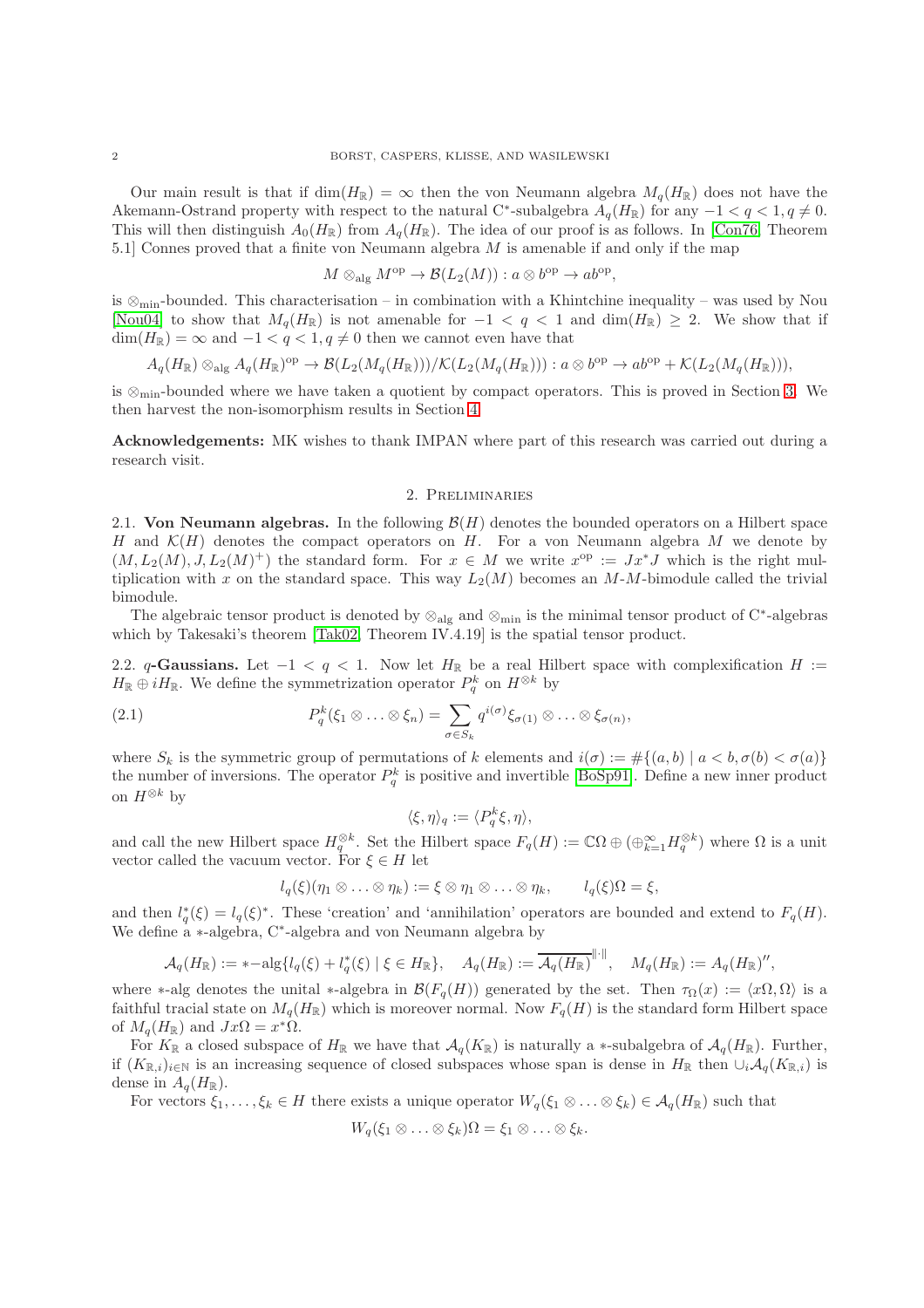Our main result is that if $\dim(H_{\mathbb{R}}) = \infty$ then the von Neumann algebra $M_q(H_{\mathbb{R}})$ does not have the Akemann-Ostrand property with respect to the natural C$^*$-subalgebra $A_q(H_{\mathbb{R}})$ for any $-1 < q < 1, q \neq 0$. This will then distinguish $A_0(H_{\mathbb{R}})$ from $A_q(H_{\mathbb{R}})$. The idea of our proof is as follows. In [Con76, Theorem 5.1] Connes proved that a finite von Neumann algebra $M$ is amenable if and only if the map

$$M \otimes_{\mathrm{alg}} M^{\mathrm{op}} \to \mathcal{B}(L_2(M)) : a \otimes b^{\mathrm{op}} \to ab^{\mathrm{op}},$$

is $\otimes_{\min}$-bounded. This characterisation – in combination with a Khintchine inequality – was used by Nou [Nou04] to show that $M_q(H_{\mathbb{R}})$ is not amenable for $-1 < q < 1$ and $\dim(H_{\mathbb{R}}) \geq 2$. We show that if $\dim(H_{\mathbb{R}}) = \infty$ and $-1 < q < 1, q \neq 0$ then we cannot even have that

$$A_q(H_{\mathbb{R}}) \otimes_{\mathrm{alg}} A_q(H_{\mathbb{R}})^{\mathrm{op}} \to \mathcal{B}(L_2(M_q(H_{\mathbb{R}})))/\mathcal{K}(L_2(M_q(H_{\mathbb{R}}))) : a \otimes b^{\mathrm{op}} \to ab^{\mathrm{op}} + \mathcal{K}(L_2(M_q(H_{\mathbb{R}}))),$$

is $\otimes_{\min}$-bounded where we have taken a quotient by compact operators. This is proved in Section 3. We then harvest the non-isomorphism results in Section 4.

**Acknowledgements:** MK wishes to thank IMPAN where part of this research was carried out during a research visit.

## 2. Preliminaries

**2.1. Von Neumann algebras.** In the following $\mathcal{B}(H)$ denotes the bounded operators on a Hilbert space $H$ and $\mathcal{K}(H)$ denotes the compact operators on $H$. For a von Neumann algebra $M$ we denote by $(M, L_2(M), J, L_2(M)^+)$ the standard form. For $x \in M$ we write $x^{\mathrm{op}} := Jx^*J$ which is the right multiplication with $x$ on the standard space. This way $L_2(M)$ becomes an $M$-$M$-bimodule called the trivial bimodule.

The algebraic tensor product is denoted by $\otimes_{\mathrm{alg}}$ and $\otimes_{\min}$ is the minimal tensor product of C$^*$-algebras which by Takesaki's theorem [Tak02, Theorem IV.4.19] is the spatial tensor product.

**2.2. $q$-Gaussians.** Let $-1 < q < 1$. Now let $H_{\mathbb{R}}$ be a real Hilbert space with complexification $H := H_{\mathbb{R}} \oplus iH_{\mathbb{R}}$. We define the symmetrization operator $P_q^k$ on $H^{\otimes k}$ by

$$P_q^k(\xi_1 \otimes \ldots \otimes \xi_n) = \sum_{\sigma \in S_k} q^{i(\sigma)} \xi_{\sigma(1)} \otimes \ldots \otimes \xi_{\sigma(n)}, \tag{2.1}$$

where $S_k$ is the symmetric group of permutations of $k$ elements and $i(\sigma) := \#\{(a,b) \mid a < b, \sigma(b) < \sigma(a)\}$ the number of inversions. The operator $P_q^k$ is positive and invertible [BoSp91]. Define a new inner product on $H^{\otimes k}$ by

$$\langle \xi, \eta \rangle_q := \langle P_q^k \xi, \eta \rangle,$$

and call the new Hilbert space $H_q^{\otimes k}$. Set the Hilbert space $F_q(H) := \mathbb{C}\Omega \oplus (\oplus_{k=1}^{\infty} H_q^{\otimes k})$ where $\Omega$ is a unit vector called the vacuum vector. For $\xi \in H$ let

$$l_q(\xi)(\eta_1 \otimes \ldots \otimes \eta_k) := \xi \otimes \eta_1 \otimes \ldots \otimes \eta_k, \qquad l_q(\xi)\Omega = \xi,$$

and then $l_q^*(\xi) = l_q(\xi)^*$. These 'creation' and 'annihilation' operators are bounded and extend to $F_q(H)$. We define a $*$-algebra, C$^*$-algebra and von Neumann algebra by

$$\mathcal{A}_q(H_{\mathbb{R}}) := *\mathrm{-alg}\{l_q(\xi) + l_q^*(\xi) \mid \xi \in H_{\mathbb{R}}\}, \quad A_q(H_{\mathbb{R}}) := \overline{\mathcal{A}_q(H_{\mathbb{R}})}^{\|\cdot\|}, \quad M_q(H_{\mathbb{R}}) := A_q(H_{\mathbb{R}})'',$$

where $*$-alg denotes the unital $*$-algebra in $\mathcal{B}(F_q(H))$ generated by the set. Then $\tau_\Omega(x) := \langle x\Omega, \Omega \rangle$ is a faithful tracial state on $M_q(H_{\mathbb{R}})$ which is moreover normal. Now $F_q(H)$ is the standard form Hilbert space of $M_q(H_{\mathbb{R}})$ and $Jx\Omega = x^*\Omega$.

For $K_{\mathbb{R}}$ a closed subspace of $H_{\mathbb{R}}$ we have that $\mathcal{A}_q(K_{\mathbb{R}})$ is naturally a $*$-subalgebra of $\mathcal{A}_q(H_{\mathbb{R}})$. Further, if $(K_{\mathbb{R},i})_{i \in \mathbb{N}}$ is an increasing sequence of closed subspaces whose span is dense in $H_{\mathbb{R}}$ then $\cup_i \mathcal{A}_q(K_{\mathbb{R},i})$ is dense in $A_q(H_{\mathbb{R}})$.

For vectors $\xi_1, \ldots, \xi_k \in H$ there exists a unique operator $W_q(\xi_1 \otimes \ldots \otimes \xi_k) \in \mathcal{A}_q(H_{\mathbb{R}})$ such that

$$W_q(\xi_1 \otimes \ldots \otimes \xi_k)\Omega = \xi_1 \otimes \ldots \otimes \xi_k.$$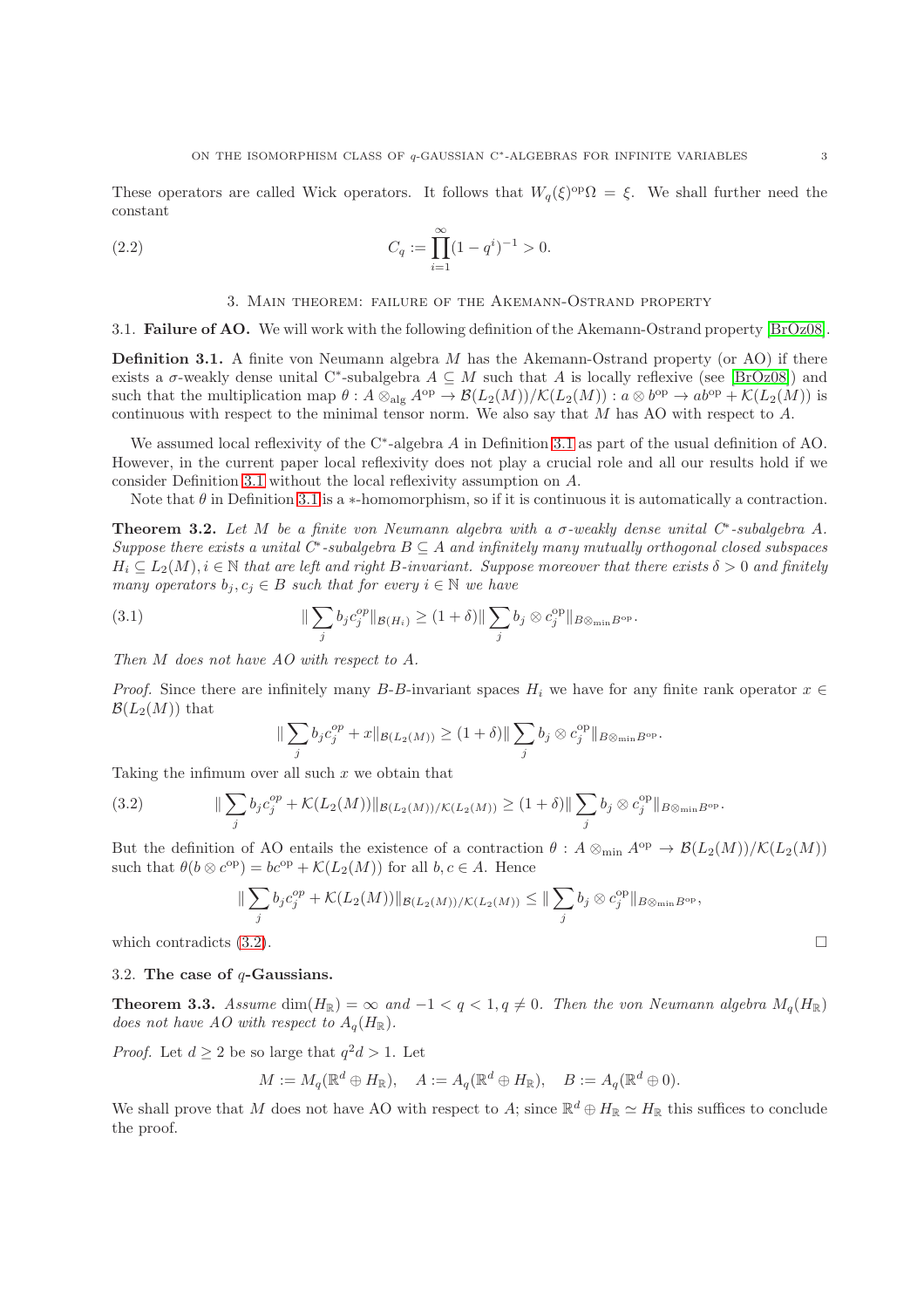These operators are called Wick operators. It follows that $W_q(\xi)^{\rm op}\Omega = \xi$. We shall further need the constant

$$C_q := \prod_{i=1}^{\infty}(1-q^i)^{-1} > 0. \tag{2.2}$$

## 3. Main theorem: failure of the Akemann-Ostrand property

### 3.1. Failure of AO.

We will work with the following definition of the Akemann-Ostrand property [BrOz08].

**Definition 3.1.** A finite von Neumann algebra $M$ has the Akemann-Ostrand property (or AO) if there exists a $\sigma$-weakly dense unital C\*-subalgebra $A \subseteq M$ such that $A$ is locally reflexive (see [BrOz08]) and such that the multiplication map $\theta : A \otimes_{\rm alg} A^{\rm op} \to \mathcal{B}(L_2(M))/\mathcal{K}(L_2(M)) : a \otimes b^{\rm op} \to ab^{\rm op} + \mathcal{K}(L_2(M))$ is continuous with respect to the minimal tensor norm. We also say that $M$ has AO with respect to $A$.

We assumed local reflexivity of the C\*-algebra $A$ in Definition 3.1 as part of the usual definition of AO. However, in the current paper local reflexivity does not play a crucial role and all our results hold if we consider Definition 3.1 without the local reflexivity assumption on $A$.

Note that $\theta$ in Definition 3.1 is a $*$-homomorphism, so if it is continuous it is automatically a contraction.

**Theorem 3.2.** *Let $M$ be a finite von Neumann algebra with a $\sigma$-weakly dense unital C\*-subalgebra $A$. Suppose there exists a unital C\*-subalgebra $B \subseteq A$ and infinitely many mutually orthogonal closed subspaces $H_i \subseteq L_2(M), i \in \mathbb{N}$ that are left and right $B$-invariant. Suppose moreover that there exists $\delta > 0$ and finitely many operators $b_j, c_j \in B$ such that for every $i \in \mathbb{N}$ we have*

$$\| \sum_j b_j c_j^{op} \|_{\mathcal{B}(H_i)} \geq (1+\delta) \| \sum_j b_j \otimes c_j^{\rm op} \|_{B \otimes_{\rm min} B^{\rm op}}. \tag{3.1}$$

*Then $M$ does not have AO with respect to $A$.*

*Proof.* Since there are infinitely many $B$-$B$-invariant spaces $H_i$ we have for any finite rank operator $x \in \mathcal{B}(L_2(M))$ that

$$\| \sum_j b_j c_j^{op} + x \|_{\mathcal{B}(L_2(M))} \geq (1+\delta) \| \sum_j b_j \otimes c_j^{\rm op} \|_{B \otimes_{\rm min} B^{\rm op}}.$$

Taking the infimum over all such $x$ we obtain that

$$\| \sum_j b_j c_j^{op} + \mathcal{K}(L_2(M)) \|_{\mathcal{B}(L_2(M))/\mathcal{K}(L_2(M))} \geq (1+\delta) \| \sum_j b_j \otimes c_j^{\rm op} \|_{B \otimes_{\rm min} B^{\rm op}}. \tag{3.2}$$

But the definition of AO entails the existence of a contraction $\theta : A \otimes_{\rm min} A^{\rm op} \to \mathcal{B}(L_2(M))/\mathcal{K}(L_2(M))$ such that $\theta(b \otimes c^{\rm op}) = bc^{\rm op} + \mathcal{K}(L_2(M))$ for all $b, c \in A$. Hence

$$\| \sum_j b_j c_j^{op} + \mathcal{K}(L_2(M)) \|_{\mathcal{B}(L_2(M))/\mathcal{K}(L_2(M))} \leq \| \sum_j b_j \otimes c_j^{\rm op} \|_{B \otimes_{\rm min} B^{\rm op}},$$

which contradicts (3.2). $\square$

### 3.2. The case of $q$-Gaussians.

**Theorem 3.3.** *Assume $\dim(H_\mathbb{R}) = \infty$ and $-1 < q < 1, q \neq 0$. Then the von Neumann algebra $M_q(H_\mathbb{R})$ does not have AO with respect to $A_q(H_\mathbb{R})$.*

*Proof.* Let $d \geq 2$ be so large that $q^2 d > 1$. Let

$$M := M_q(\mathbb{R}^d \oplus H_\mathbb{R}), \quad A := A_q(\mathbb{R}^d \oplus H_\mathbb{R}), \quad B := A_q(\mathbb{R}^d \oplus 0).$$

We shall prove that $M$ does not have AO with respect to $A$; since $\mathbb{R}^d \oplus H_\mathbb{R} \simeq H_\mathbb{R}$ this suffices to conclude the proof.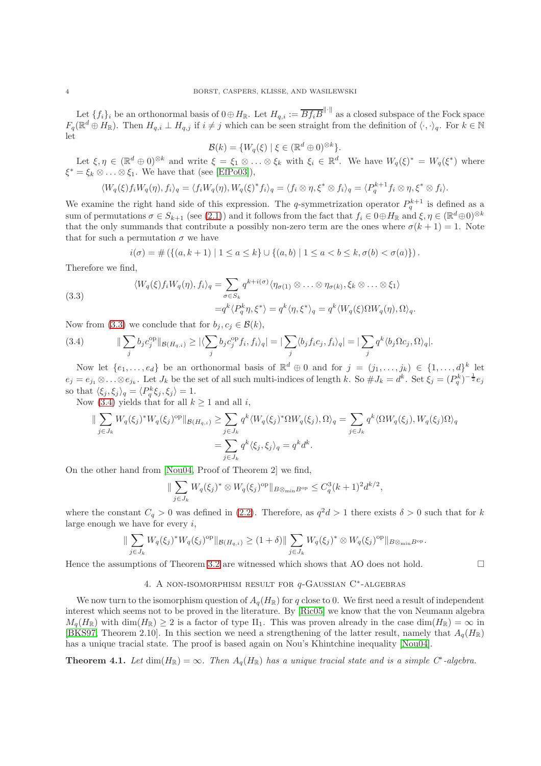Let $\{f_i\}_i$ be an orthonormal basis of $0 \oplus H_{\mathbb{R}}$. Let $H_{q,i} := \overline{Bf_iB}^{\|\cdot\|}$ as a closed subspace of the Fock space $F_q(\mathbb{R}^d \oplus H_{\mathbb{R}})$. Then $H_{q,i} \perp H_{q,j}$ if $i \neq j$ which can be seen straight from the definition of $\langle \cdot, \cdot \rangle_q$. For $k \in \mathbb{N}$ let

$$\mathcal{B}(k) = \{W_q(\xi) \mid \xi \in (\mathbb{R}^d \oplus 0)^{\otimes k}\}.$$

Let $\xi, \eta \in (\mathbb{R}^d \oplus 0)^{\otimes k}$ and write $\xi = \xi_1 \otimes \ldots \otimes \xi_k$ with $\xi_i \in \mathbb{R}^d$. We have $W_q(\xi)^* = W_q(\xi^*)$ where $\xi^* = \xi_k \otimes \ldots \otimes \xi_1$. We have that (see [EfPo03]),

$$\langle W_q(\xi) f_i W_q(\eta), f_i \rangle_q = \langle f_i W_q(\eta), W_q(\xi)^* f_i \rangle_q = \langle f_i \otimes \eta, \xi^* \otimes f_i \rangle_q = \langle P_q^{k+1} f_i \otimes \eta, \xi^* \otimes f_i \rangle.$$

We examine the right hand side of this expression. The $q$-symmetrization operator $P_q^{k+1}$ is defined as a sum of permutations $\sigma \in S_{k+1}$ (see (2.1)) and it follows from the fact that $f_i \in 0 \oplus H_{\mathbb{R}}$ and $\xi, \eta \in (\mathbb{R}^d \oplus 0)^{\otimes k}$ that the only summands that contribute a possibly non-zero term are the ones where $\sigma(k+1) = 1$. Note that for such a permutation $\sigma$ we have

$$i(\sigma) = \# \left( \{(a, k+1) \mid 1 \leq a \leq k\} \cup \{(a, b) \mid 1 \leq a < b \leq k, \sigma(b) < \sigma(a)\} \right).$$

Therefore we find,

$$\begin{aligned}
\langle W_q(\xi) f_i W_q(\eta), f_i \rangle_q &= \sum_{\sigma \in S_k} q^{k + i(\sigma)} \langle \eta_{\sigma(1)} \otimes \ldots \otimes \eta_{\sigma(k)}, \xi_k \otimes \ldots \otimes \xi_1 \rangle \\
&= q^k \langle P_q^k \eta, \xi^* \rangle = q^k \langle \eta, \xi^* \rangle_q = q^k \langle W_q(\xi) \Omega W_q(\eta), \Omega \rangle_q.
\end{aligned} \tag{3.3}$$

Now from (3.3) we conclude that for $b_j, c_j \in \mathcal{B}(k)$,

$$\| \sum_j b_j c_j^{\mathrm{op}} \|_{\mathcal{B}(H_{q,i})} \geq |\langle \sum_j b_j c_j^{\mathrm{op}} f_i, f_i \rangle_q| = |\sum_j \langle b_j f_i c_j, f_i \rangle_q| = |\sum_j q^k \langle b_j \Omega c_j, \Omega \rangle_q|. \tag{3.4}$$

Now let $\{e_1, \ldots, e_d\}$ be an orthonormal basis of $\mathbb{R}^d \oplus 0$ and for $j = (j_1, \ldots, j_k) \in \{1, \ldots, d\}^k$ let $e_j = e_{j_1} \otimes \ldots \otimes e_{j_k}$. Let $J_k$ be the set of all such multi-indices of length $k$. So $\# J_k = d^k$. Set $\xi_j = (P_q^k)^{-\frac{1}{2}} e_j$ so that $\langle \xi_j, \xi_j \rangle_q = \langle P_q^k \xi_j, \xi_j \rangle = 1$.

Now (3.4) yields that for all $k \geq 1$ and all $i$,

$$\begin{aligned}
\| \sum_{j \in J_k} W_q(\xi_j)^* W_q(\xi_j)^{\mathrm{op}} \|_{\mathcal{B}(H_{q,i})} &\geq \sum_{j \in J_k} q^k \langle W_q(\xi_j)^* \Omega W_q(\xi_j), \Omega \rangle_q = \sum_{j \in J_k} q^k \langle \Omega W_q(\xi_j), W_q(\xi_j) \Omega \rangle_q \\
&= \sum_{j \in J_k} q^k \langle \xi_j, \xi_j \rangle_q = q^k d^k.
\end{aligned}$$

On the other hand from [Nou04, Proof of Theorem 2] we find,

$$\| \sum_{j \in J_k} W_q(\xi_j)^* \otimes W_q(\xi_j)^{\mathrm{op}} \|_{B \otimes_{\min} B^{\mathrm{op}}} \leq C_q^3 (k+1)^2 d^{k/2},$$

where the constant $C_q > 0$ was defined in (2.2). Therefore, as $q^2 d > 1$ there exists $\delta > 0$ such that for $k$ large enough we have for every $i$,

$$\| \sum_{j \in J_k} W_q(\xi_j)^* W_q(\xi_j)^{\mathrm{op}} \|_{\mathcal{B}(H_{q,i})} \geq (1 + \delta) \| \sum_{j \in J_k} W_q(\xi_j)^* \otimes W_q(\xi_j)^{\mathrm{op}} \|_{B \otimes_{\min} B^{\mathrm{op}}}.$$

Hence the assumptions of Theorem 3.2 are witnessed which shows that AO does not hold. □

## 4. A non-isomorphism result for $q$-Gaussian C*-algebras

We now turn to the isomorphism question of $A_q(H_{\mathbb{R}})$ for $q$ close to 0. We first need a result of independent interest which seems not to be proved in the literature. By [Ric05] we know that the von Neumann algebra $M_q(H_{\mathbb{R}})$ with $\dim(H_{\mathbb{R}}) \geq 2$ is a factor of type II$_1$. This was proven already in the case $\dim(H_{\mathbb{R}}) = \infty$ in [BKS97, Theorem 2.10]. In this section we need a strengthening of the latter result, namely that $A_q(H_{\mathbb{R}})$ has a unique tracial state. The proof is based again on Nou's Khintchine inequality [Nou04].

**Theorem 4.1.** *Let $\dim(H_{\mathbb{R}}) = \infty$. Then $A_q(H_{\mathbb{R}})$ has a unique tracial state and is a simple C*-algebra.*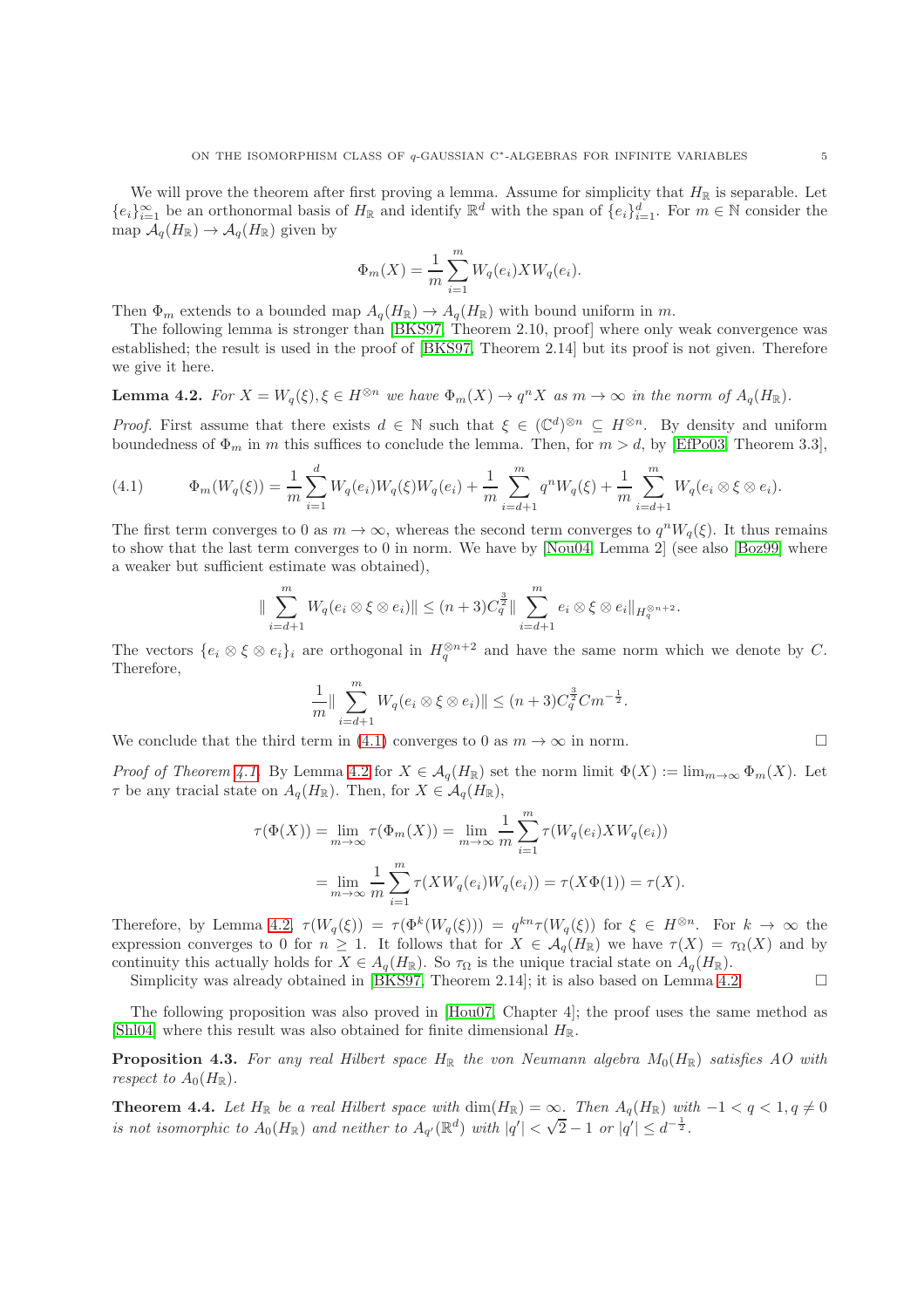We will prove the theorem after first proving a lemma. Assume for simplicity that $H_{\mathbb{R}}$ is separable. Let $\{e_i\}_{i=1}^{\infty}$ be an orthonormal basis of $H_{\mathbb{R}}$ and identify $\mathbb{R}^d$ with the span of $\{e_i\}_{i=1}^{d}$. For $m \in \mathbb{N}$ consider the map $\mathcal{A}_q(H_{\mathbb{R}}) \to \mathcal{A}_q(H_{\mathbb{R}})$ given by

$$\Phi_m(X) = \frac{1}{m}\sum_{i=1}^{m} W_q(e_i) X W_q(e_i).$$

Then $\Phi_m$ extends to a bounded map $A_q(H_{\mathbb{R}}) \to A_q(H_{\mathbb{R}})$ with bound uniform in $m$.

The following lemma is stronger than [BKS97, Theorem 2.10, proof] where only weak convergence was established; the result is used in the proof of [BKS97, Theorem 2.14] but its proof is not given. Therefore we give it here.

**Lemma 4.2.** *For $X = W_q(\xi), \xi \in H^{\otimes n}$ we have $\Phi_m(X) \to q^n X$ as $m \to \infty$ in the norm of $A_q(H_{\mathbb{R}})$.*

*Proof.* First assume that there exists $d \in \mathbb{N}$ such that $\xi \in (\mathbb{C}^d)^{\otimes n} \subseteq H^{\otimes n}$. By density and uniform boundedness of $\Phi_m$ in $m$ this suffices to conclude the lemma. Then, for $m > d$, by [EfPo03, Theorem 3.3],

$$\Phi_m(W_q(\xi)) = \frac{1}{m}\sum_{i=1}^{d} W_q(e_i)W_q(\xi)W_q(e_i) + \frac{1}{m}\sum_{i=d+1}^{m} q^n W_q(\xi) + \frac{1}{m}\sum_{i=d+1}^{m} W_q(e_i \otimes \xi \otimes e_i). \tag{4.1}$$

The first term converges to 0 as $m \to \infty$, whereas the second term converges to $q^n W_q(\xi)$. It thus remains to show that the last term converges to 0 in norm. We have by [Nou04, Lemma 2] (see also [Boz99] where a weaker but sufficient estimate was obtained),

$$\| \sum_{i=d+1}^{m} W_q(e_i \otimes \xi \otimes e_i)\| \leq (n+3)C_q^{\frac{3}{2}} \| \sum_{i=d+1}^{m} e_i \otimes \xi \otimes e_i\|_{H_q^{\otimes n+2}}.$$

The vectors $\{e_i \otimes \xi \otimes e_i\}_i$ are orthogonal in $H_q^{\otimes n+2}$ and have the same norm which we denote by $C$. Therefore,

$$\frac{1}{m}\| \sum_{i=d+1}^{m} W_q(e_i \otimes \xi \otimes e_i)\| \leq (n+3)C_q^{\frac{3}{2}} C m^{-\frac{1}{2}}.$$

We conclude that the third term in (4.1) converges to 0 as $m \to \infty$ in norm. □

*Proof of Theorem 4.1.* By Lemma 4.2 for $X \in \mathcal{A}_q(H_{\mathbb{R}})$ set the norm limit $\Phi(X) := \lim_{m\to\infty} \Phi_m(X)$. Let $\tau$ be any tracial state on $A_q(H_{\mathbb{R}})$. Then, for $X \in \mathcal{A}_q(H_{\mathbb{R}})$,

$$\begin{aligned}
\tau(\Phi(X)) &= \lim_{m\to\infty} \tau(\Phi_m(X)) = \lim_{m\to\infty} \frac{1}{m}\sum_{i=1}^{m} \tau(W_q(e_i)XW_q(e_i)) \\
&= \lim_{m\to\infty} \frac{1}{m}\sum_{i=1}^{m} \tau(XW_q(e_i)W_q(e_i)) = \tau(X\Phi(1)) = \tau(X).
\end{aligned}$$

Therefore, by Lemma 4.2, $\tau(W_q(\xi)) = \tau(\Phi^k(W_q(\xi))) = q^{kn}\tau(W_q(\xi))$ for $\xi \in H^{\otimes n}$. For $k \to \infty$ the expression converges to 0 for $n \geq 1$. It follows that for $X \in \mathcal{A}_q(H_{\mathbb{R}})$ we have $\tau(X) = \tau_\Omega(X)$ and by continuity this actually holds for $X \in A_q(H_{\mathbb{R}})$. So $\tau_\Omega$ is the unique tracial state on $A_q(H_{\mathbb{R}})$.

Simplicity was already obtained in [BKS97, Theorem 2.14]; it is also based on Lemma 4.2. □

The following proposition was also proved in [Hou07, Chapter 4]; the proof uses the same method as [Shl04] where this result was also obtained for finite dimensional $H_{\mathbb{R}}$.

**Proposition 4.3.** *For any real Hilbert space $H_{\mathbb{R}}$ the von Neumann algebra $M_0(H_{\mathbb{R}})$ satisfies AO with respect to $A_0(H_{\mathbb{R}})$.*

**Theorem 4.4.** *Let $H_{\mathbb{R}}$ be a real Hilbert space with $\dim(H_{\mathbb{R}}) = \infty$. Then $A_q(H_{\mathbb{R}})$ with $-1 < q < 1, q \neq 0$ is not isomorphic to $A_0(H_{\mathbb{R}})$ and neither to $A_{q'}(\mathbb{R}^d)$ with $|q'| < \sqrt{2} - 1$ or $|q'| \leq d^{-\frac{1}{2}}$.*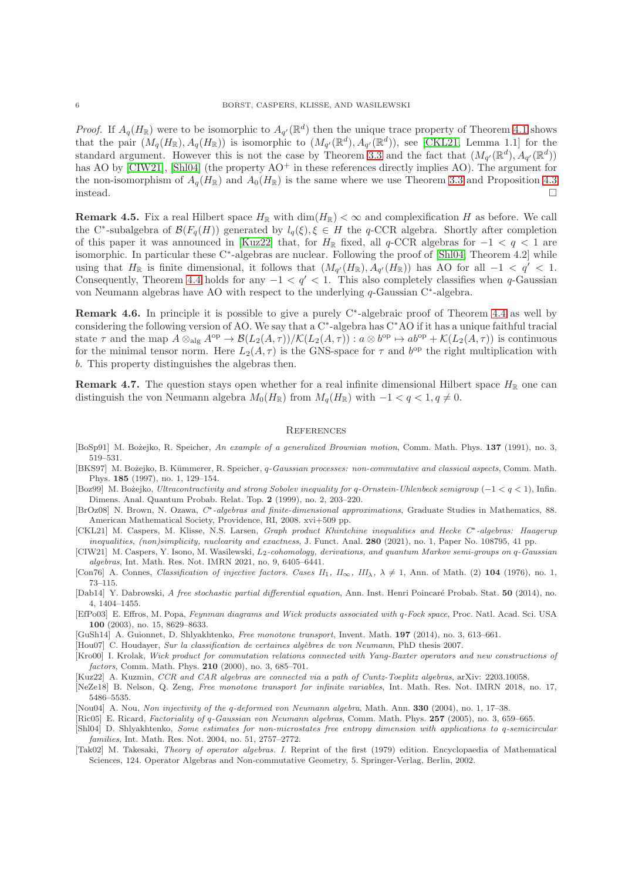*Proof.* If $A_q(H_\mathbb{R})$ were to be isomorphic to $A_{q'}(\mathbb{R}^d)$ then the unique trace property of Theorem 4.1 shows that the pair $(M_q(H_\mathbb{R}), A_q(H_\mathbb{R}))$ is isomorphic to $(M_{q'}(\mathbb{R}^d), A_{q'}(\mathbb{R}^d))$, see [CKL21, Lemma 1.1] for the standard argument. However this is not the case by Theorem 3.3 and the fact that $(M_{q'}(\mathbb{R}^d), A_{q'}(\mathbb{R}^d))$ has AO by [CIW21], [Shl04] (the property AO$^+$ in these references directly implies AO). The argument for the non-isomorphism of $A_q(H_\mathbb{R})$ and $A_0(H_\mathbb{R})$ is the same where we use Theorem 3.3 and Proposition 4.3 instead. □

**Remark 4.5.** Fix a real Hilbert space $H_\mathbb{R}$ with $\dim(H_\mathbb{R}) < \infty$ and complexification $H$ as before. We call the C$^*$-subalgebra of $\mathcal{B}(F_q(H))$ generated by $l_q(\xi), \xi \in H$ the $q$-CCR algebra. Shortly after completion of this paper it was announced in [Kuz22] that, for $H_\mathbb{R}$ fixed, all $q$-CCR algebras for $-1 < q < 1$ are isomorphic. In particular these C$^*$-algebras are nuclear. Following the proof of [Shl04, Theorem 4.2] while using that $H_\mathbb{R}$ is finite dimensional, it follows that $(M_{q'}(H_\mathbb{R}), A_{q'}(H_\mathbb{R}))$ has AO for all $-1 < q' < 1$. Consequently, Theorem 4.4 holds for any $-1 < q' < 1$. This also completely classifies when $q$-Gaussian von Neumann algebras have AO with respect to the underlying $q$-Gaussian C$^*$-algebra.

**Remark 4.6.** In principle it is possible to give a purely C$^*$-algebraic proof of Theorem 4.4 as well by considering the following version of AO. We say that a C$^*$-algebra has C$^*$AO if it has a unique faithful tracial state $\tau$ and the map $A \otimes_{\mathrm{alg}} A^{\mathrm{op}} \to \mathcal{B}(L_2(A,\tau))/\mathcal{K}(L_2(A,\tau)) : a \otimes b^{\mathrm{op}} \mapsto ab^{\mathrm{op}} + \mathcal{K}(L_2(A,\tau))$ is continuous for the minimal tensor norm. Here $L_2(A,\tau)$ is the GNS-space for $\tau$ and $b^{\mathrm{op}}$ the right multiplication with $b$. This property distinguishes the algebras then.

**Remark 4.7.** The question stays open whether for a real infinite dimensional Hilbert space $H_\mathbb{R}$ one can distinguish the von Neumann algebra $M_0(H_\mathbb{R})$ from $M_q(H_\mathbb{R})$ with $-1 < q < 1, q \neq 0$.

## References

[BoSp91] M. Bożejko, R. Speicher, *An example of a generalized Brownian motion*, Comm. Math. Phys. **137** (1991), no. 3, 519–531.

[BKS97] M. Bożejko, B. Kümmerer, R. Speicher, *q-Gaussian processes: non-commutative and classical aspects*, Comm. Math. Phys. **185** (1997), no. 1, 129–154.

[Boz99] M. Bożejko, *Ultracontractivity and strong Sobolev inequality for q-Ornstein-Uhlenbeck semigroup* $(-1 < q < 1)$, Infin. Dimens. Anal. Quantum Probab. Relat. Top. **2** (1999), no. 2, 203–220.

[BrOz08] N. Brown, N. Ozawa, *C\*-algebras and finite-dimensional approximations*, Graduate Studies in Mathematics, 88. American Mathematical Society, Providence, RI, 2008. xvi+509 pp.

[CKL21] M. Caspers, M. Klisse, N.S. Larsen, *Graph product Khintchine inequalities and Hecke C\*-algebras: Haagerup inequalities, (non)simplicity, nuclearity and exactness*, J. Funct. Anal. **280** (2021), no. 1, Paper No. 108795, 41 pp.

[CIW21] M. Caspers, Y. Isono, M. Wasilewski, *$L_2$-cohomology, derivations, and quantum Markov semi-groups on q-Gaussian algebras*, Int. Math. Res. Not. IMRN 2021, no. 9, 6405–6441.

[Con76] A. Connes, *Classification of injective factors. Cases $II_1$, $II_\infty$, $III_\lambda$, $\lambda \neq 1$*, Ann. of Math. (2) **104** (1976), no. 1, 73–115.

[Dab14] Y. Dabrowski, *A free stochastic partial differential equation*, Ann. Inst. Henri Poincaré Probab. Stat. **50** (2014), no. 4, 1404–1455.

[EfPo03] E. Effros, M. Popa, *Feynman diagrams and Wick products associated with q-Fock space*, Proc. Natl. Acad. Sci. USA **100** (2003), no. 15, 8629–8633.

[GuSh14] A. Guionnet, D. Shlyakhtenko, *Free monotone transport*, Invent. Math. **197** (2014), no. 3, 613–661.

[Hou07] C. Houdayer, *Sur la classification de certaines algèbres de von Neumann*, PhD thesis 2007.

[Kro00] I. Krolak, *Wick product for commutation relations connected with Yang-Baxter operators and new constructions of factors*, Comm. Math. Phys. **210** (2000), no. 3, 685–701.

[Kuz22] A. Kuzmin, *CCR and CAR algebras are connected via a path of Cuntz-Toeplitz algebras*, arXiv: 2203.10058.

[NeZe18] B. Nelson, Q. Zeng, *Free monotone transport for infinite variables*, Int. Math. Res. Not. IMRN 2018, no. 17, 5486–5535.

[Nou04] A. Nou, *Non injectivity of the q-deformed von Neumann algebra*, Math. Ann. **330** (2004), no. 1, 17–38.

[Ric05] E. Ricard, *Factoriality of q-Gaussian von Neumann algebras*, Comm. Math. Phys. **257** (2005), no. 3, 659–665.

[Shl04] D. Shlyakhtenko, *Some estimates for non-microstates free entropy dimension with applications to q-semicircular families*, Int. Math. Res. Not. 2004, no. 51, 2757–2772.

[Tak02] M. Takesaki, *Theory of operator algebras. I.* Reprint of the first (1979) edition. Encyclopaedia of Mathematical Sciences, 124. Operator Algebras and Non-commutative Geometry, 5. Springer-Verlag, Berlin, 2002.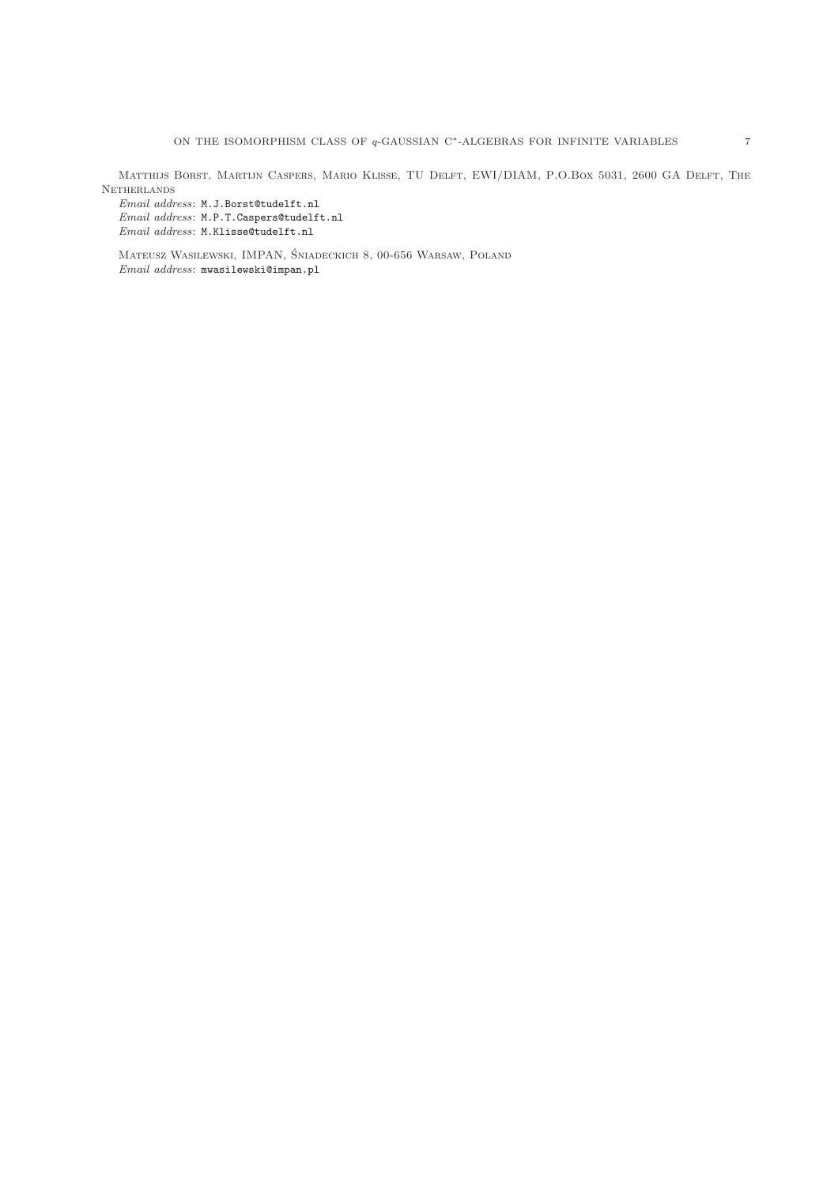Matthijs Borst, Martijn Caspers, Mario Klisse, TU Delft, EWI/DIAM, P.O.Box 5031, 2600 GA Delft, The Netherlands

*Email address*: M.J.Borst@tudelft.nl

*Email address*: M.P.T.Caspers@tudelft.nl

*Email address*: M.Klisse@tudelft.nl

Mateusz Wasilewski, IMPAN, Śniadeckich 8, 00-656 Warsaw, Poland

*Email address*: mwasilewski@impan.pl